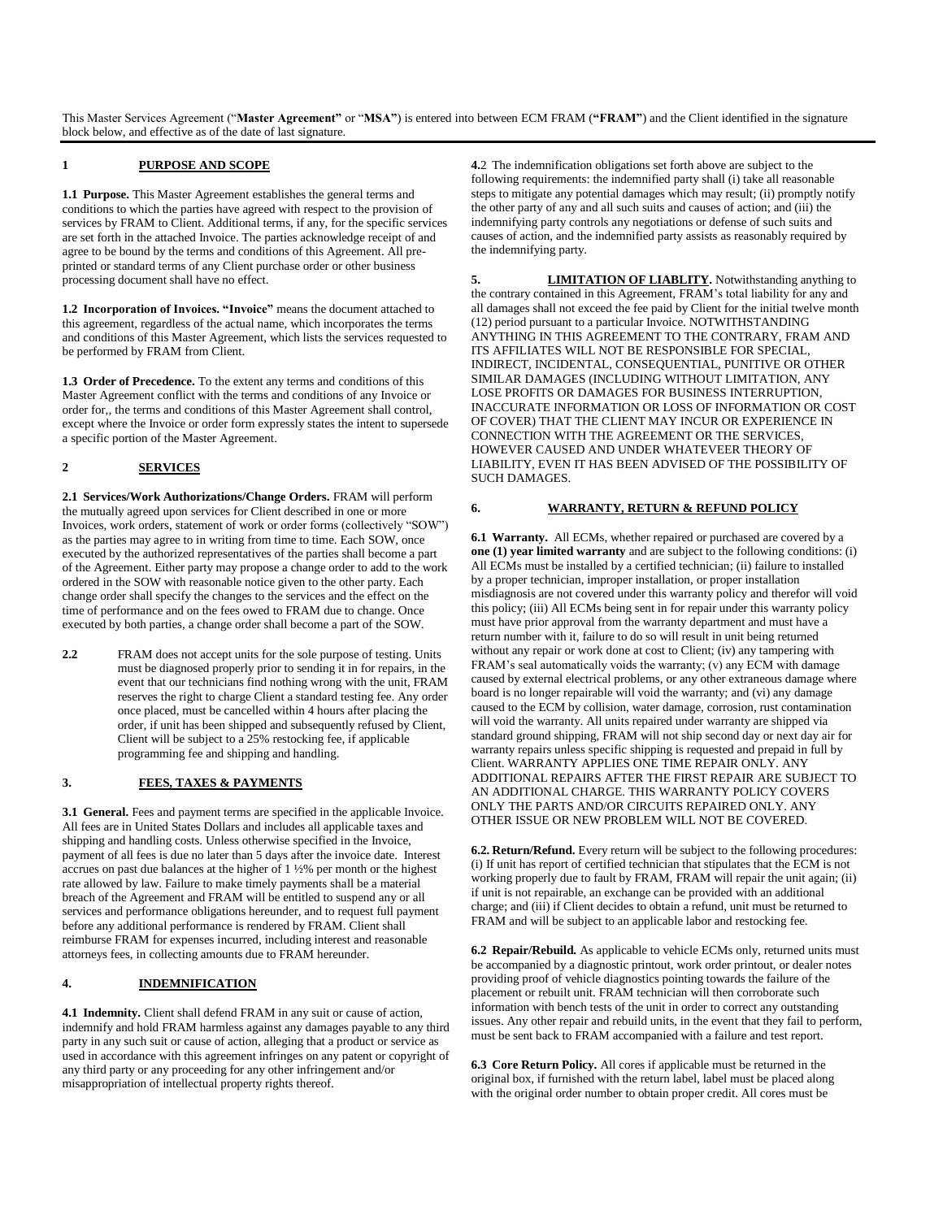This Master Services Agreement ("**Master Agreement"** or "**MSA"**) is entered into between ECM FRAM (**"FRAM"**) and the Client identified in the signature block below, and effective as of the date of last signature.

## 1 PURPOSE AND SCOPE

**1.1 Purpose.** This Master Agreement establishes the general terms and conditions to which the parties have agreed with respect to the provision of services by FRAM to Client. Additional terms, if any, for the specific services are set forth in the attached Invoice. The parties acknowledge receipt of and agree to be bound by the terms and conditions of this Agreement. All pre-printed or standard terms of any Client purchase order or other business processing document shall have no effect.

**1.2 Incorporation of Invoices. "Invoice"** means the document attached to this agreement, regardless of the actual name, which incorporates the terms and conditions of this Master Agreement, which lists the services requested to be performed by FRAM from Client.

**1.3 Order of Precedence.** To the extent any terms and conditions of this Master Agreement conflict with the terms and conditions of any Invoice or order for,, the terms and conditions of this Master Agreement shall control, except where the Invoice or order form expressly states the intent to supersede a specific portion of the Master Agreement.

## 2 SERVICES

**2.1 Services/Work Authorizations/Change Orders.** FRAM will perform the mutually agreed upon services for Client described in one or more Invoices, work orders, statement of work or order forms (collectively "SOW") as the parties may agree to in writing from time to time. Each SOW, once executed by the authorized representatives of the parties shall become a part of the Agreement. Either party may propose a change order to add to the work ordered in the SOW with reasonable notice given to the other party. Each change order shall specify the changes to the services and the effect on the time of performance and on the fees owed to FRAM due to change. Once executed by both parties, a change order shall become a part of the SOW.

**2.2** FRAM does not accept units for the sole purpose of testing. Units must be diagnosed properly prior to sending it in for repairs, in the event that our technicians find nothing wrong with the unit, FRAM reserves the right to charge Client a standard testing fee. Any order once placed, must be cancelled within 4 hours after placing the order, if unit has been shipped and subsequently refused by Client, Client will be subject to a 25% restocking fee, if applicable programming fee and shipping and handling.

## 3. FEES, TAXES & PAYMENTS

**3.1 General.** Fees and payment terms are specified in the applicable Invoice. All fees are in United States Dollars and includes all applicable taxes and shipping and handling costs. Unless otherwise specified in the Invoice, payment of all fees is due no later than 5 days after the invoice date. Interest accrues on past due balances at the higher of 1 ½% per month or the highest rate allowed by law. Failure to make timely payments shall be a material breach of the Agreement and FRAM will be entitled to suspend any or all services and performance obligations hereunder, and to request full payment before any additional performance is rendered by FRAM. Client shall reimburse FRAM for expenses incurred, including interest and reasonable attorneys fees, in collecting amounts due to FRAM hereunder.

## 4. INDEMNIFICATION

**4.1 Indemnity.** Client shall defend FRAM in any suit or cause of action, indemnify and hold FRAM harmless against any damages payable to any third party in any such suit or cause of action, alleging that a product or service as used in accordance with this agreement infringes on any patent or copyright of any third party or any proceeding for any other infringement and/or misappropriation of intellectual property rights thereof.

**4.**2 The indemnification obligations set forth above are subject to the following requirements: the indemnified party shall (i) take all reasonable steps to mitigate any potential damages which may result; (ii) promptly notify the other party of any and all such suits and causes of action; and (iii) the indemnifying party controls any negotiations or defense of such suits and causes of action, and the indemnified party assists as reasonably required by the indemnifying party.

**5. LIMITATION OF LIABLITY.** Notwithstanding anything to the contrary contained in this Agreement, FRAM's total liability for any and all damages shall not exceed the fee paid by Client for the initial twelve month (12) period pursuant to a particular Invoice. NOTWITHSTANDING ANYTHING IN THIS AGREEMENT TO THE CONTRARY, FRAM AND ITS AFFILIATES WILL NOT BE RESPONSIBLE FOR SPECIAL, INDIRECT, INCIDENTAL, CONSEQUENTIAL, PUNITIVE OR OTHER SIMILAR DAMAGES (INCLUDING WITHOUT LIMITATION, ANY LOSE PROFITS OR DAMAGES FOR BUSINESS INTERRUPTION, INACCURATE INFORMATION OR LOSS OF INFORMATION OR COST OF COVER) THAT THE CLIENT MAY INCUR OR EXPERIENCE IN CONNECTION WITH THE AGREEMENT OR THE SERVICES, HOWEVER CAUSED AND UNDER WHATEVEER THEORY OF LIABILITY, EVEN IT HAS BEEN ADVISED OF THE POSSIBILITY OF SUCH DAMAGES.

## 6. WARRANTY, RETURN & REFUND POLICY

**6.1 Warranty.** All ECMs, whether repaired or purchased are covered by a **one (1) year limited warranty** and are subject to the following conditions: (i) All ECMs must be installed by a certified technician; (ii) failure to installed by a proper technician, improper installation, or proper installation misdiagnosis are not covered under this warranty policy and therefor will void this policy; (iii) All ECMs being sent in for repair under this warranty policy must have prior approval from the warranty department and must have a return number with it, failure to do so will result in unit being returned without any repair or work done at cost to Client; (iv) any tampering with FRAM's seal automatically voids the warranty; (v) any ECM with damage caused by external electrical problems, or any other extraneous damage where board is no longer repairable will void the warranty; and (vi) any damage caused to the ECM by collision, water damage, corrosion, rust contamination will void the warranty. All units repaired under warranty are shipped via standard ground shipping, FRAM will not ship second day or next day air for warranty repairs unless specific shipping is requested and prepaid in full by Client. WARRANTY APPLIES ONE TIME REPAIR ONLY. ANY ADDITIONAL REPAIRS AFTER THE FIRST REPAIR ARE SUBJECT TO AN ADDITIONAL CHARGE. THIS WARRANTY POLICY COVERS ONLY THE PARTS AND/OR CIRCUITS REPAIRED ONLY. ANY OTHER ISSUE OR NEW PROBLEM WILL NOT BE COVERED.

**6.2. Return/Refund.** Every return will be subject to the following procedures: (i) If unit has report of certified technician that stipulates that the ECM is not working properly due to fault by FRAM, FRAM will repair the unit again; (ii) if unit is not repairable, an exchange can be provided with an additional charge; and (iii) if Client decides to obtain a refund, unit must be returned to FRAM and will be subject to an applicable labor and restocking fee.

**6.2 Repair/Rebuild.** As applicable to vehicle ECMs only, returned units must be accompanied by a diagnostic printout, work order printout, or dealer notes providing proof of vehicle diagnostics pointing towards the failure of the placement or rebuilt unit. FRAM technician will then corroborate such information with bench tests of the unit in order to correct any outstanding issues. Any other repair and rebuild units, in the event that they fail to perform, must be sent back to FRAM accompanied with a failure and test report.

**6.3 Core Return Policy.** All cores if applicable must be returned in the original box, if furnished with the return label, label must be placed along with the original order number to obtain proper credit. All cores must be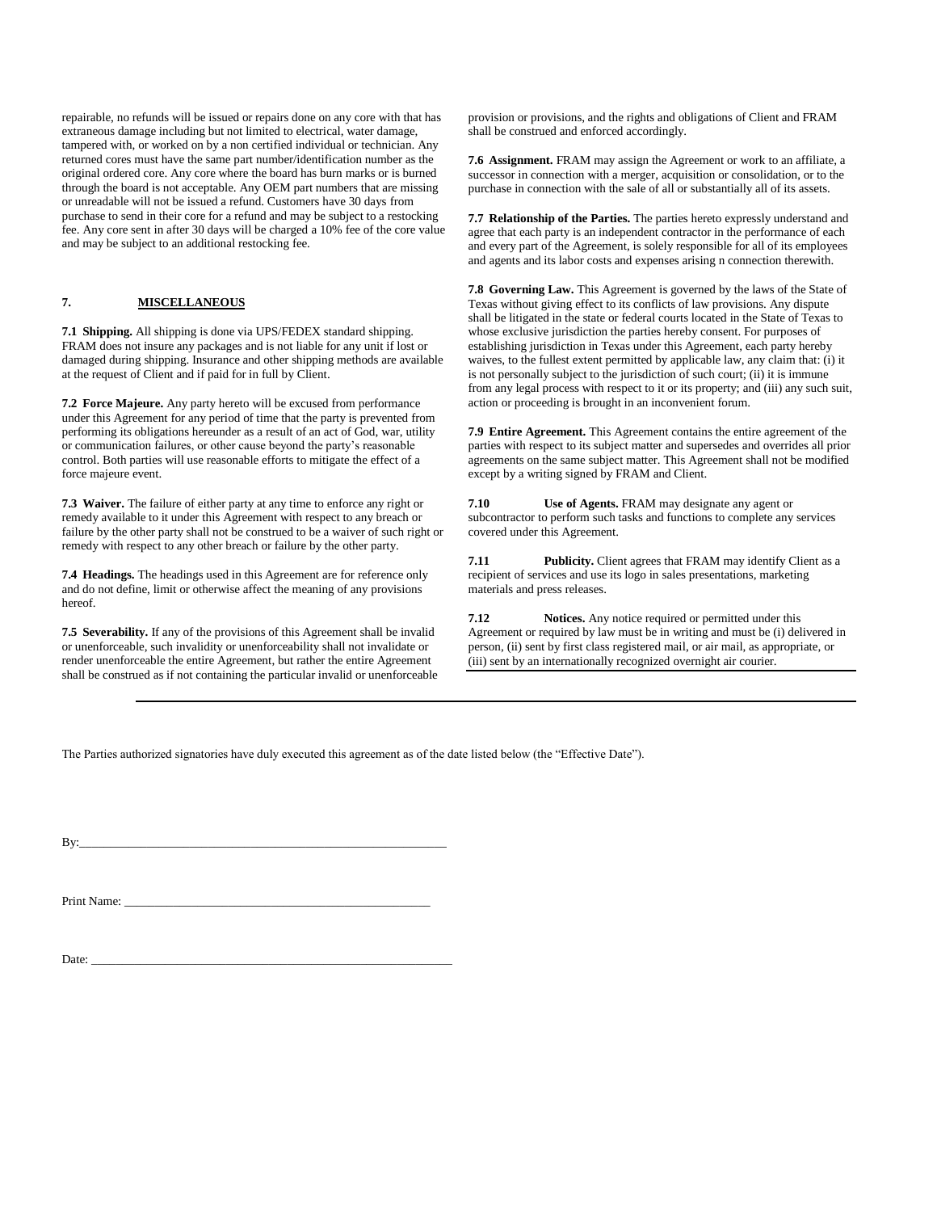repairable, no refunds will be issued or repairs done on any core with that has extraneous damage including but not limited to electrical, water damage, tampered with, or worked on by a non certified individual or technician. Any returned cores must have the same part number/identification number as the original ordered core. Any core where the board has burn marks or is burned through the board is not acceptable. Any OEM part numbers that are missing or unreadable will not be issued a refund. Customers have 30 days from purchase to send in their core for a refund and may be subject to a restocking fee. Any core sent in after 30 days will be charged a 10% fee of the core value and may be subject to an additional restocking fee.

## 7. MISCELLANEOUS

**7.1 Shipping.** All shipping is done via UPS/FEDEX standard shipping. FRAM does not insure any packages and is not liable for any unit if lost or damaged during shipping. Insurance and other shipping methods are available at the request of Client and if paid for in full by Client.

**7.2 Force Majeure.** Any party hereto will be excused from performance under this Agreement for any period of time that the party is prevented from performing its obligations hereunder as a result of an act of God, war, utility or communication failures, or other cause beyond the party's reasonable control. Both parties will use reasonable efforts to mitigate the effect of a force majeure event.

**7.3 Waiver.** The failure of either party at any time to enforce any right or remedy available to it under this Agreement with respect to any breach or failure by the other party shall not be construed to be a waiver of such right or remedy with respect to any other breach or failure by the other party.

**7.4 Headings.** The headings used in this Agreement are for reference only and do not define, limit or otherwise affect the meaning of any provisions hereof.

**7.5 Severability.** If any of the provisions of this Agreement shall be invalid or unenforceable, such invalidity or unenforceability shall not invalidate or render unenforceable the entire Agreement, but rather the entire Agreement shall be construed as if not containing the particular invalid or unenforceable provision or provisions, and the rights and obligations of Client and FRAM shall be construed and enforced accordingly.

**7.6 Assignment.** FRAM may assign the Agreement or work to an affiliate, a successor in connection with a merger, acquisition or consolidation, or to the purchase in connection with the sale of all or substantially all of its assets.

**7.7 Relationship of the Parties.** The parties hereto expressly understand and agree that each party is an independent contractor in the performance of each and every part of the Agreement, is solely responsible for all of its employees and agents and its labor costs and expenses arising n connection therewith.

**7.8 Governing Law.** This Agreement is governed by the laws of the State of Texas without giving effect to its conflicts of law provisions. Any dispute shall be litigated in the state or federal courts located in the State of Texas to whose exclusive jurisdiction the parties hereby consent. For purposes of establishing jurisdiction in Texas under this Agreement, each party hereby waives, to the fullest extent permitted by applicable law, any claim that: (i) it is not personally subject to the jurisdiction of such court; (ii) it is immune from any legal process with respect to it or its property; and (iii) any such suit, action or proceeding is brought in an inconvenient forum.

**7.9 Entire Agreement.** This Agreement contains the entire agreement of the parties with respect to its subject matter and supersedes and overrides all prior agreements on the same subject matter. This Agreement shall not be modified except by a writing signed by FRAM and Client.

**7.10 Use of Agents.** FRAM may designate any agent or subcontractor to perform such tasks and functions to complete any services covered under this Agreement.

**7.11 Publicity.** Client agrees that FRAM may identify Client as a recipient of services and use its logo in sales presentations, marketing materials and press releases.

**7.12 Notices.** Any notice required or permitted under this Agreement or required by law must be in writing and must be (i) delivered in person, (ii) sent by first class registered mail, or air mail, as appropriate, or (iii) sent by an internationally recognized overnight air courier.

---

The Parties authorized signatories have duly executed this agreement as of the date listed below (the "Effective Date").

By:_____________________________________________________________

Print Name: ____________________________________________________

Date: _________________________________________________________